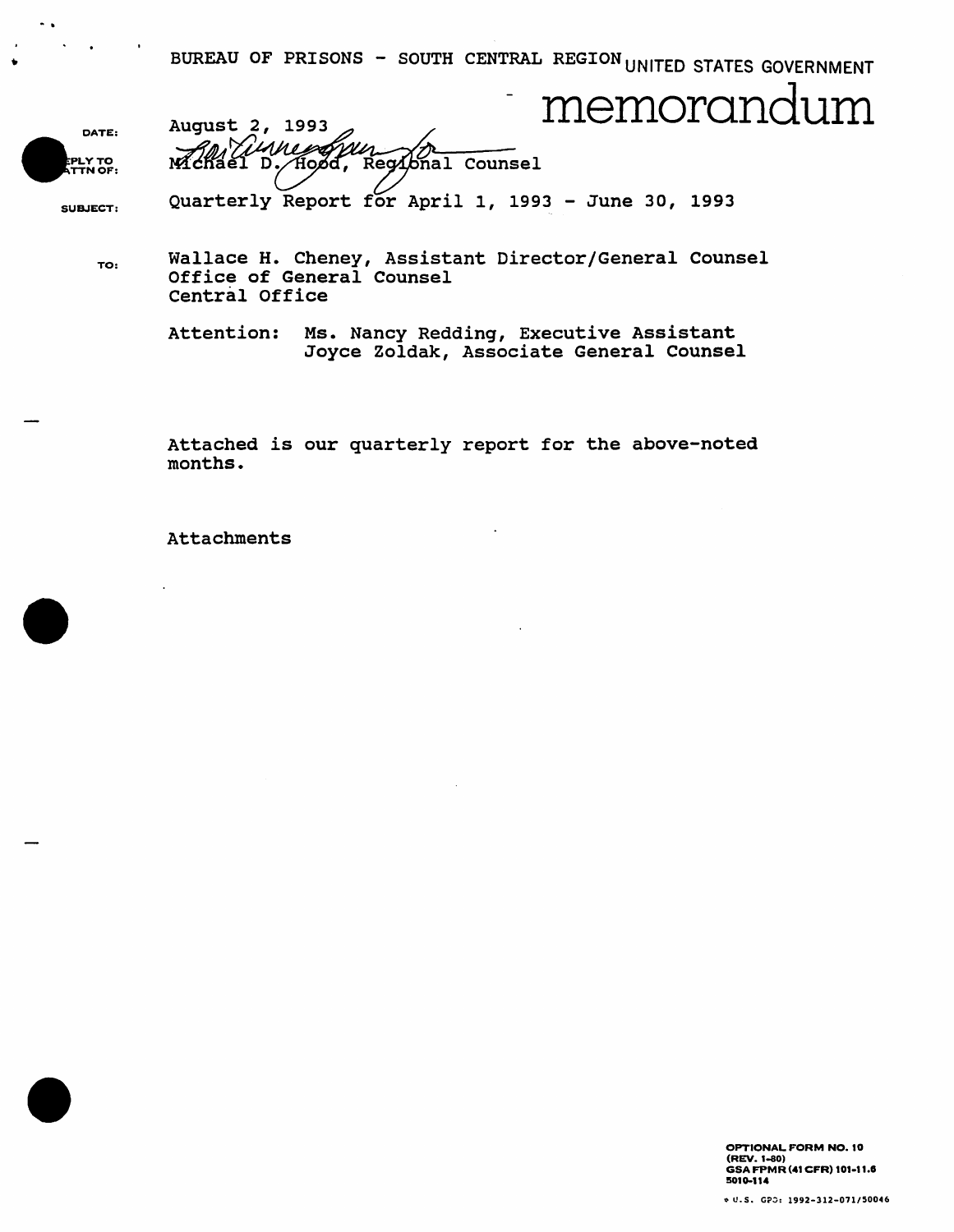BUREAU OF PRISONS - SOUTH CENTRAL REGION UNITED STATES GOVERNMENT

# memorandum

| | |
|---|---|
| DATE: | August 2, 1993 |
| REPLY TO ATTN OF: | Michael D. Hood, Regional Counsel |
| SUBJECT: | Quarterly Report for April 1, 1993 - June 30, 1993 |
| TO: | Wallace H. Cheney, Assistant Director/General Counsel<br>Office of General Counsel<br>Central Office |

Attention: Ms. Nancy Redding, Executive Assistant
Joyce Zoldak, Associate General Counsel

Attached is our quarterly report for the above-noted months.

Attachments

OPTIONAL FORM NO. 10
(REV. 1-80)
GSA FPMR (41 CFR) 101-11.6
5010-114

U.S. GPO: 1992-312-071/50046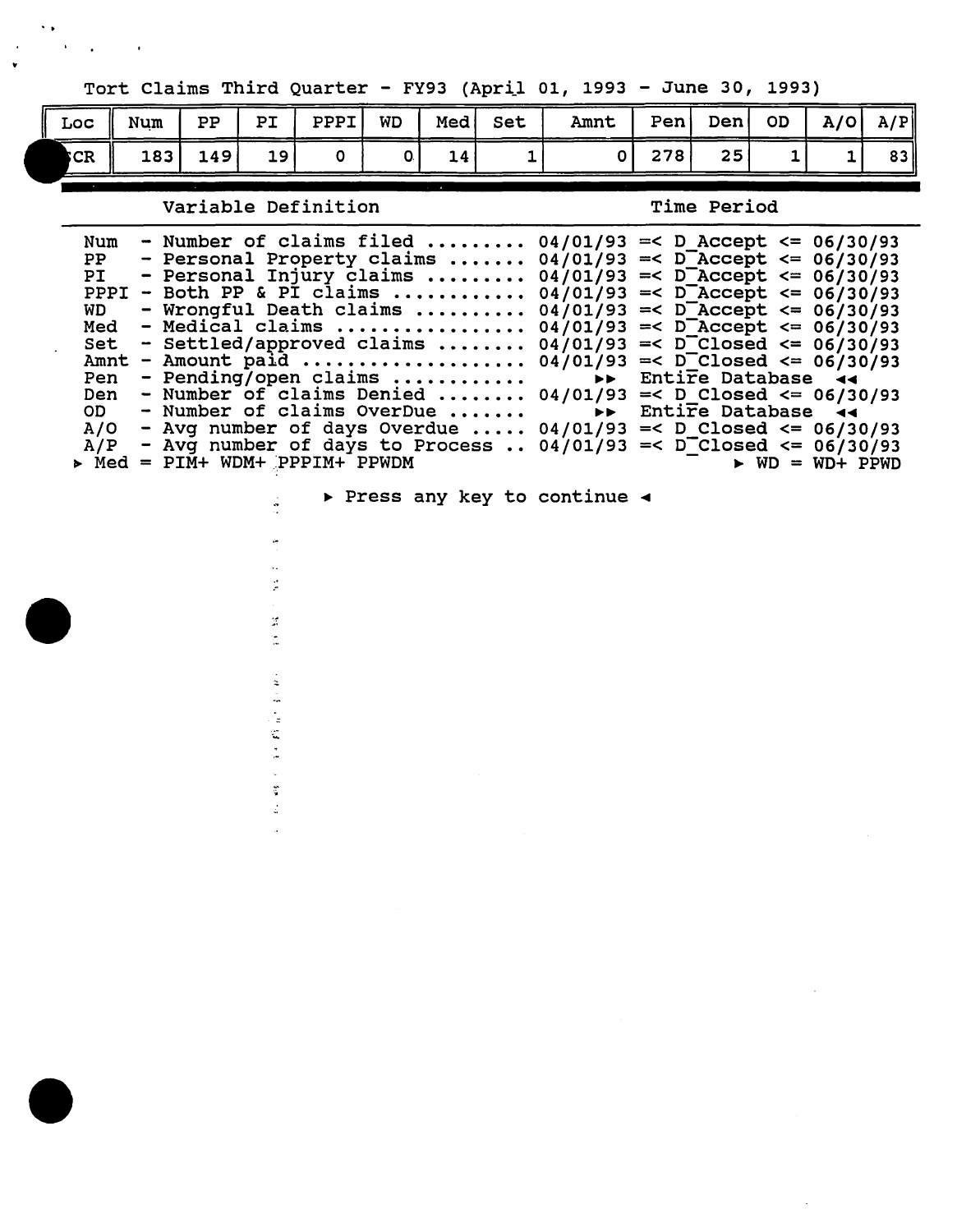Tort Claims Third Quarter - FY93 (April 01, 1993 - June 30, 1993)

| Loc | Num | PP | PI | PPPI | WD | Med | Set | Amnt | Pen | Den | OD | A/O | A/P |
|---|---|---|---|---|---|---|---|---|---|---|---|---|---|
| CR | 183 | 149 | 19 | 0 | 0 | 14 | 1 | 0 | 278 | 25 | 1 | 1 | 83 |

| Variable Definition | Time Period |
|---|---|
| Num - Number of claims filed ......... | 04/01/93 =< D_Accept <= 06/30/93 |
| PP - Personal Property claims ....... | 04/01/93 =< D_Accept <= 06/30/93 |
| PI - Personal Injury claims ......... | 04/01/93 =< D_Accept <= 06/30/93 |
| PPPI - Both PP & PI claims ........... | 04/01/93 =< D_Accept <= 06/30/93 |
| WD - Wrongful Death claims .......... | 04/01/93 =< D_Accept <= 06/30/93 |
| Med - Medical claims ................ | 04/01/93 =< D_Accept <= 06/30/93 |
| Set - Settled/approved claims ........ | 04/01/93 =< D_Closed <= 06/30/93 |
| Amnt - Amount paid ................... | 04/01/93 =< D_Closed <= 06/30/93 |
| Pen - Pending/open claims ............ | ►► Entire Database ◄◄ |
| Den - Number of claims Denied ........ | 04/01/93 =< D_Closed <= 06/30/93 |
| OD - Number of claims OverDue ....... | ►► Entire Database ◄◄ |
| A/O - Avg number of days Overdue ..... | 04/01/93 =< D_Closed <= 06/30/93 |
| A/P - Avg number of days to Process .. | 04/01/93 =< D_Closed <= 06/30/93 |

► Med = PIM+ WDM+ PPPIM+ PPWDM ► WD = WD+ PPWD

► Press any key to continue ◄